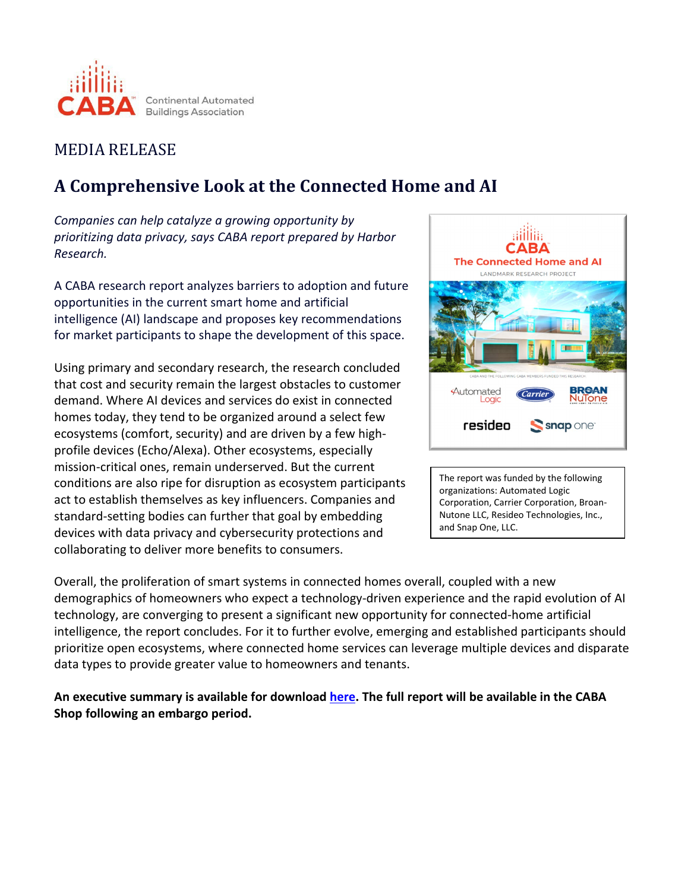CABA Continental Automated Buildings Association

MEDIA RELEASE

# A Comprehensive Look at the Connected Home and AI

*Companies can help catalyze a growing opportunity by prioritizing data privacy, says CABA report prepared by Harbor Research.*

A CABA research report analyzes barriers to adoption and future opportunities in the current smart home and artificial intelligence (AI) landscape and proposes key recommendations for market participants to shape the development of this space.

Using primary and secondary research, the research concluded that cost and security remain the largest obstacles to customer demand. Where AI devices and services do exist in connected homes today, they tend to be organized around a select few ecosystems (comfort, security) and are driven by a few high-profile devices (Echo/Alexa). Other ecosystems, especially mission-critical ones, remain underserved. But the current conditions are also ripe for disruption as ecosystem participants act to establish themselves as key influencers. Companies and standard-setting bodies can further that goal by embedding devices with data privacy and cybersecurity protections and collaborating to deliver more benefits to consumers.

The report was funded by the following organizations: Automated Logic Corporation, Carrier Corporation, Broan-Nutone LLC, Resideo Technologies, Inc., and Snap One, LLC.

Overall, the proliferation of smart systems in connected homes overall, coupled with a new demographics of homeowners who expect a technology-driven experience and the rapid evolution of AI technology, are converging to present a significant new opportunity for connected-home artificial intelligence, the report concludes. For it to further evolve, emerging and established participants should prioritize open ecosystems, where connected home services can leverage multiple devices and disparate data types to provide greater value to homeowners and tenants.

**An executive summary is available for download here. The full report will be available in the CABA Shop following an embargo period.**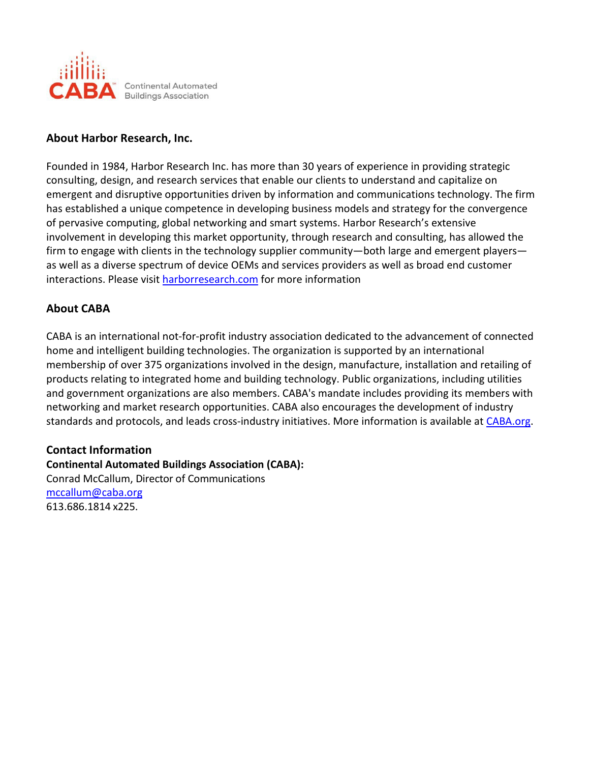## About Harbor Research, Inc.

Founded in 1984, Harbor Research Inc. has more than 30 years of experience in providing strategic consulting, design, and research services that enable our clients to understand and capitalize on emergent and disruptive opportunities driven by information and communications technology. The firm has established a unique competence in developing business models and strategy for the convergence of pervasive computing, global networking and smart systems. Harbor Research's extensive involvement in developing this market opportunity, through research and consulting, has allowed the firm to engage with clients in the technology supplier community—both large and emergent players—as well as a diverse spectrum of device OEMs and services providers as well as broad end customer interactions. Please visit [harborresearch.com](http://harborresearch.com) for more information

## About CABA

CABA is an international not-for-profit industry association dedicated to the advancement of connected home and intelligent building technologies. The organization is supported by an international membership of over 375 organizations involved in the design, manufacture, installation and retailing of products relating to integrated home and building technology. Public organizations, including utilities and government organizations are also members. CABA's mandate includes providing its members with networking and market research opportunities. CABA also encourages the development of industry standards and protocols, and leads cross-industry initiatives. More information is available at [CABA.org](http://CABA.org).

## Contact Information

**Continental Automated Buildings Association (CABA):**
Conrad McCallum, Director of Communications
[mccallum@caba.org](mailto:mccallum@caba.org)
613.686.1814 x225.